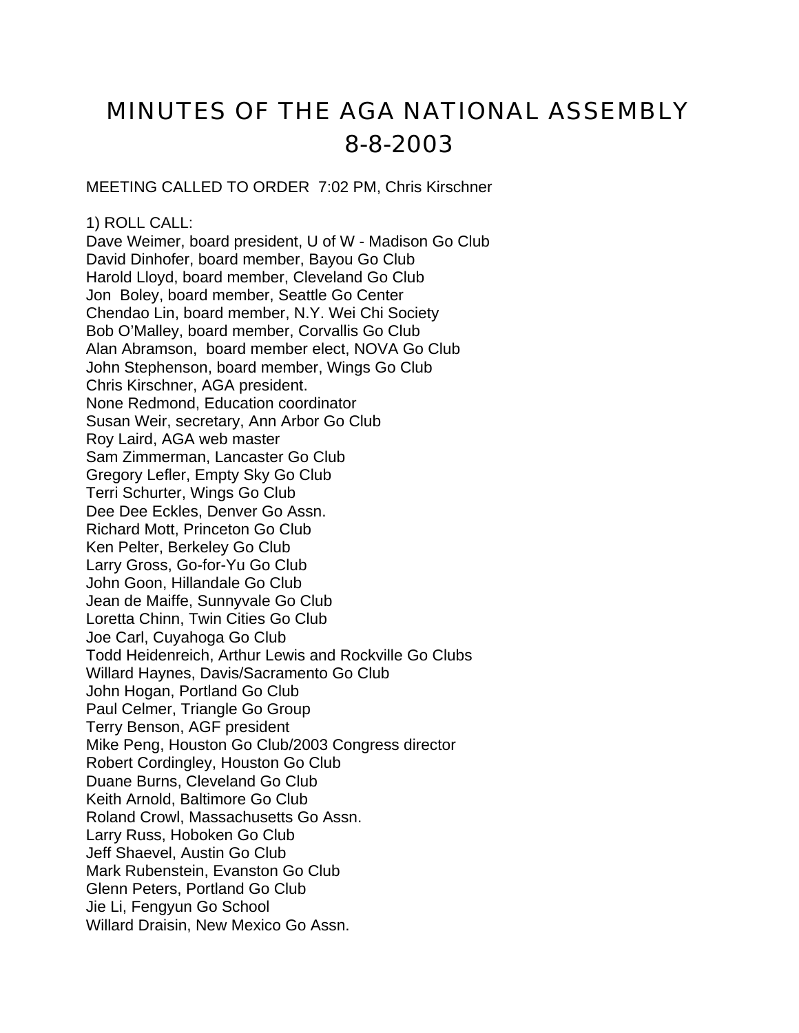# MINUTES OF THE AGA NATIONAL ASSEMBLY 8-8-2003

MEETING CALLED TO ORDER 7:02 PM, Chris Kirschner

1) ROLL CALL:

Dave Weimer, board president, U of W - Madison Go Club
David Dinhofer, board member, Bayou Go Club
Harold Lloyd, board member, Cleveland Go Club
Jon Boley, board member, Seattle Go Center
Chendao Lin, board member, N.Y. Wei Chi Society
Bob O'Malley, board member, Corvallis Go Club
Alan Abramson, board member elect, NOVA Go Club
John Stephenson, board member, Wings Go Club
Chris Kirschner, AGA president.
None Redmond, Education coordinator
Susan Weir, secretary, Ann Arbor Go Club
Roy Laird, AGA web master
Sam Zimmerman, Lancaster Go Club
Gregory Lefler, Empty Sky Go Club
Terri Schurter, Wings Go Club
Dee Dee Eckles, Denver Go Assn.
Richard Mott, Princeton Go Club
Ken Pelter, Berkeley Go Club
Larry Gross, Go-for-Yu Go Club
John Goon, Hillandale Go Club
Jean de Maiffe, Sunnyvale Go Club
Loretta Chinn, Twin Cities Go Club
Joe Carl, Cuyahoga Go Club
Todd Heidenreich, Arthur Lewis and Rockville Go Clubs
Willard Haynes, Davis/Sacramento Go Club
John Hogan, Portland Go Club
Paul Celmer, Triangle Go Group
Terry Benson, AGF president
Mike Peng, Houston Go Club/2003 Congress director
Robert Cordingley, Houston Go Club
Duane Burns, Cleveland Go Club
Keith Arnold, Baltimore Go Club
Roland Crowl, Massachusetts Go Assn.
Larry Russ, Hoboken Go Club
Jeff Shaevel, Austin Go Club
Mark Rubenstein, Evanston Go Club
Glenn Peters, Portland Go Club
Jie Li, Fengyun Go School
Willard Draisin, New Mexico Go Assn.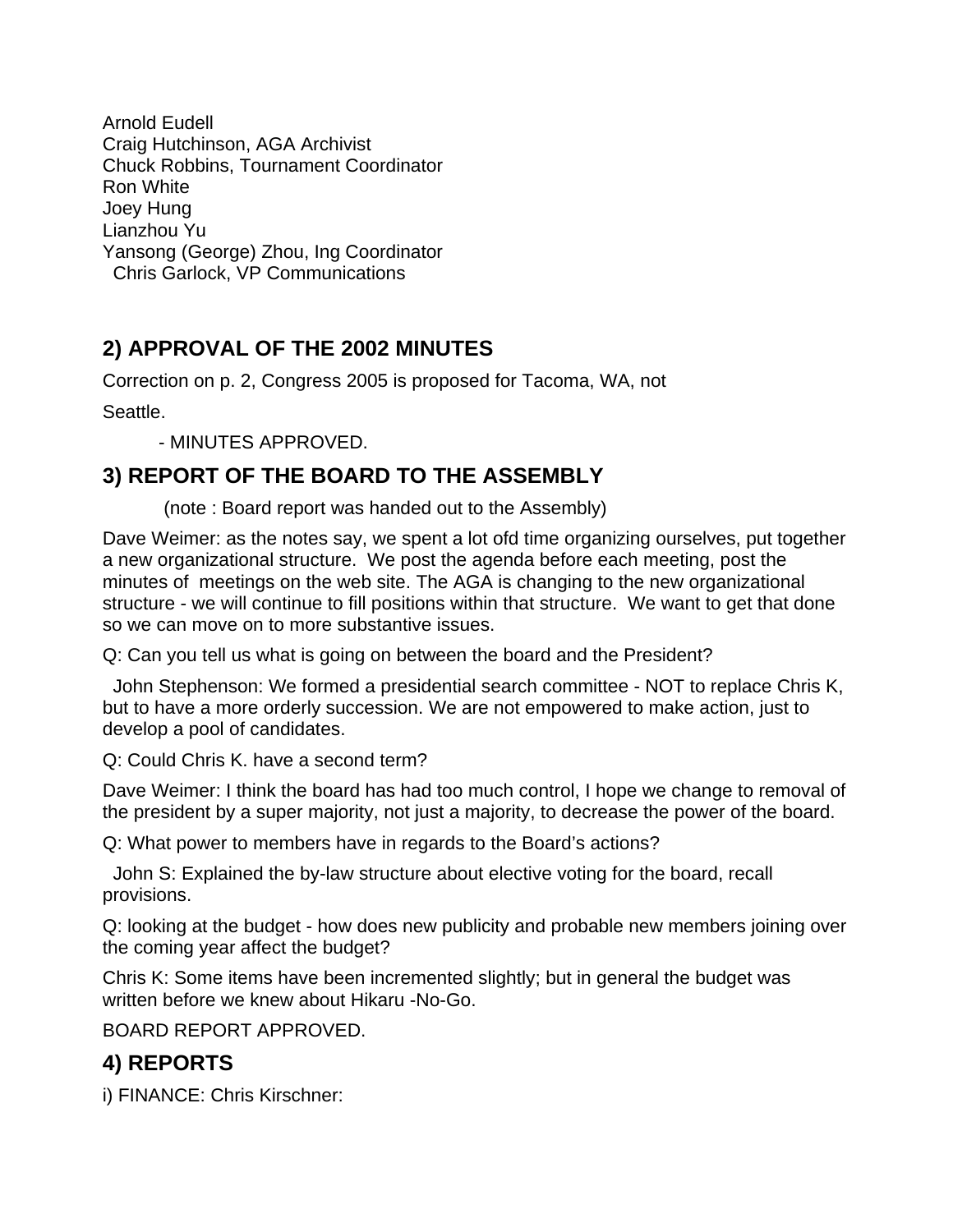Arnold Eudell
Craig Hutchinson, AGA Archivist
Chuck Robbins, Tournament Coordinator
Ron White
Joey Hung
Lianzhou Yu
Yansong (George) Zhou, Ing Coordinator
Chris Garlock, VP Communications

## 2) APPROVAL OF THE 2002 MINUTES

Correction on p. 2, Congress 2005 is proposed for Tacoma, WA, not Seattle.

- MINUTES APPROVED.

## 3) REPORT OF THE BOARD TO THE ASSEMBLY

(note : Board report was handed out to the Assembly)

Dave Weimer: as the notes say, we spent a lot ofd time organizing ourselves, put together a new organizational structure. We post the agenda before each meeting, post the minutes of meetings on the web site. The AGA is changing to the new organizational structure - we will continue to fill positions within that structure. We want to get that done so we can move on to more substantive issues.

Q: Can you tell us what is going on between the board and the President?

John Stephenson: We formed a presidential search committee - NOT to replace Chris K, but to have a more orderly succession. We are not empowered to make action, just to develop a pool of candidates.

Q: Could Chris K. have a second term?

Dave Weimer: I think the board has had too much control, I hope we change to removal of the president by a super majority, not just a majority, to decrease the power of the board.

Q: What power to members have in regards to the Board's actions?

John S: Explained the by-law structure about elective voting for the board, recall provisions.

Q: looking at the budget - how does new publicity and probable new members joining over the coming year affect the budget?

Chris K: Some items have been incremented slightly; but in general the budget was written before we knew about Hikaru -No-Go.

BOARD REPORT APPROVED.

## 4) REPORTS

i) FINANCE: Chris Kirschner: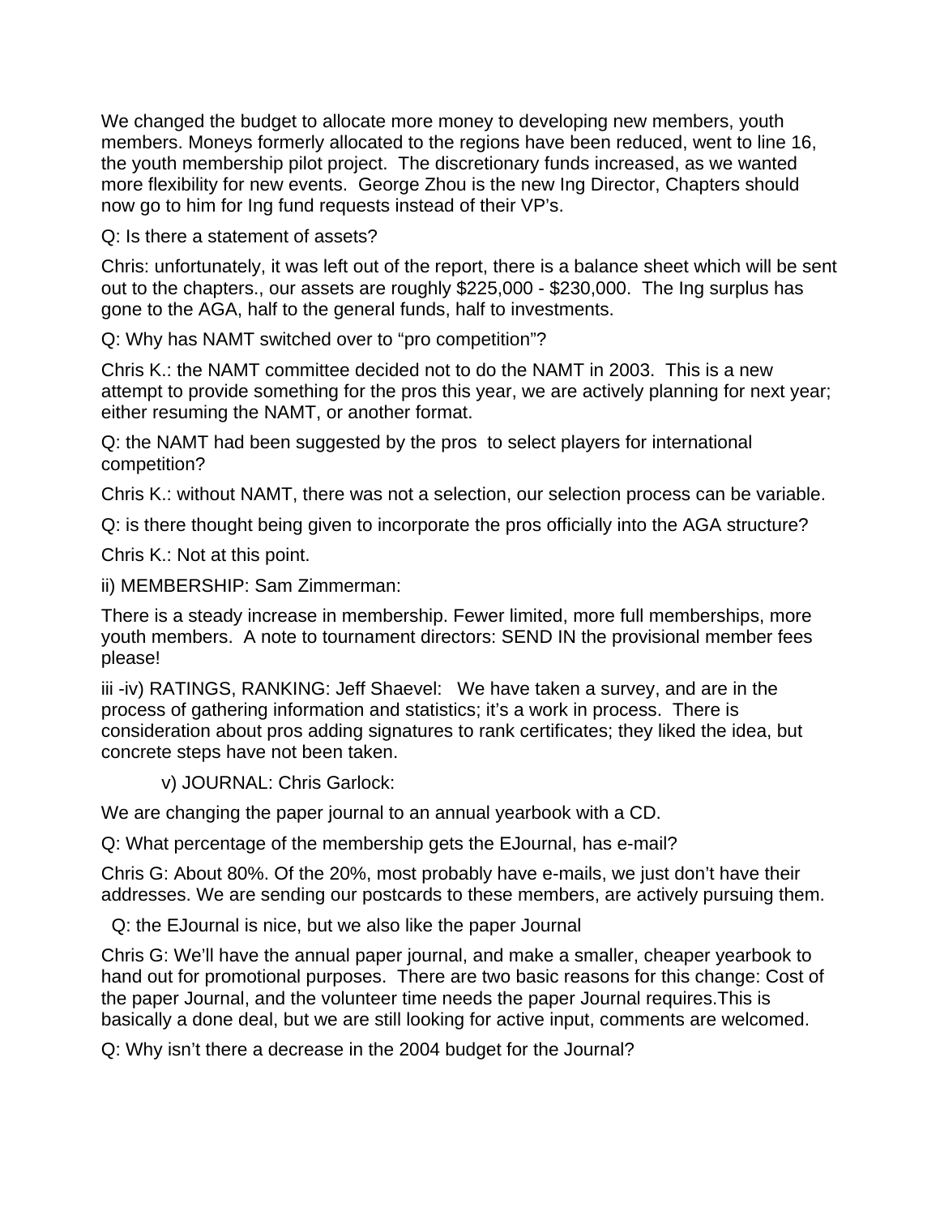We changed the budget to allocate more money to developing new members, youth members. Moneys formerly allocated to the regions have been reduced, went to line 16, the youth membership pilot project. The discretionary funds increased, as we wanted more flexibility for new events. George Zhou is the new Ing Director, Chapters should now go to him for Ing fund requests instead of their VP's.

Q: Is there a statement of assets?

Chris: unfortunately, it was left out of the report, there is a balance sheet which will be sent out to the chapters., our assets are roughly $225,000 - $230,000. The Ing surplus has gone to the AGA, half to the general funds, half to investments.

Q: Why has NAMT switched over to "pro competition"?

Chris K.: the NAMT committee decided not to do the NAMT in 2003. This is a new attempt to provide something for the pros this year, we are actively planning for next year; either resuming the NAMT, or another format.

Q: the NAMT had been suggested by the pros to select players for international competition?

Chris K.: without NAMT, there was not a selection, our selection process can be variable.

Q: is there thought being given to incorporate the pros officially into the AGA structure?

Chris K.: Not at this point.

ii) MEMBERSHIP: Sam Zimmerman:

There is a steady increase in membership. Fewer limited, more full memberships, more youth members. A note to tournament directors: SEND IN the provisional member fees please!

iii -iv) RATINGS, RANKING: Jeff Shaevel: We have taken a survey, and are in the process of gathering information and statistics; it's a work in process. There is consideration about pros adding signatures to rank certificates; they liked the idea, but concrete steps have not been taken.

v) JOURNAL: Chris Garlock:

We are changing the paper journal to an annual yearbook with a CD.

Q: What percentage of the membership gets the EJournal, has e-mail?

Chris G: About 80%. Of the 20%, most probably have e-mails, we just don't have their addresses. We are sending our postcards to these members, are actively pursuing them.

Q: the EJournal is nice, but we also like the paper Journal

Chris G: We'll have the annual paper journal, and make a smaller, cheaper yearbook to hand out for promotional purposes. There are two basic reasons for this change: Cost of the paper Journal, and the volunteer time needs the paper Journal requires.This is basically a done deal, but we are still looking for active input, comments are welcomed.

Q: Why isn't there a decrease in the 2004 budget for the Journal?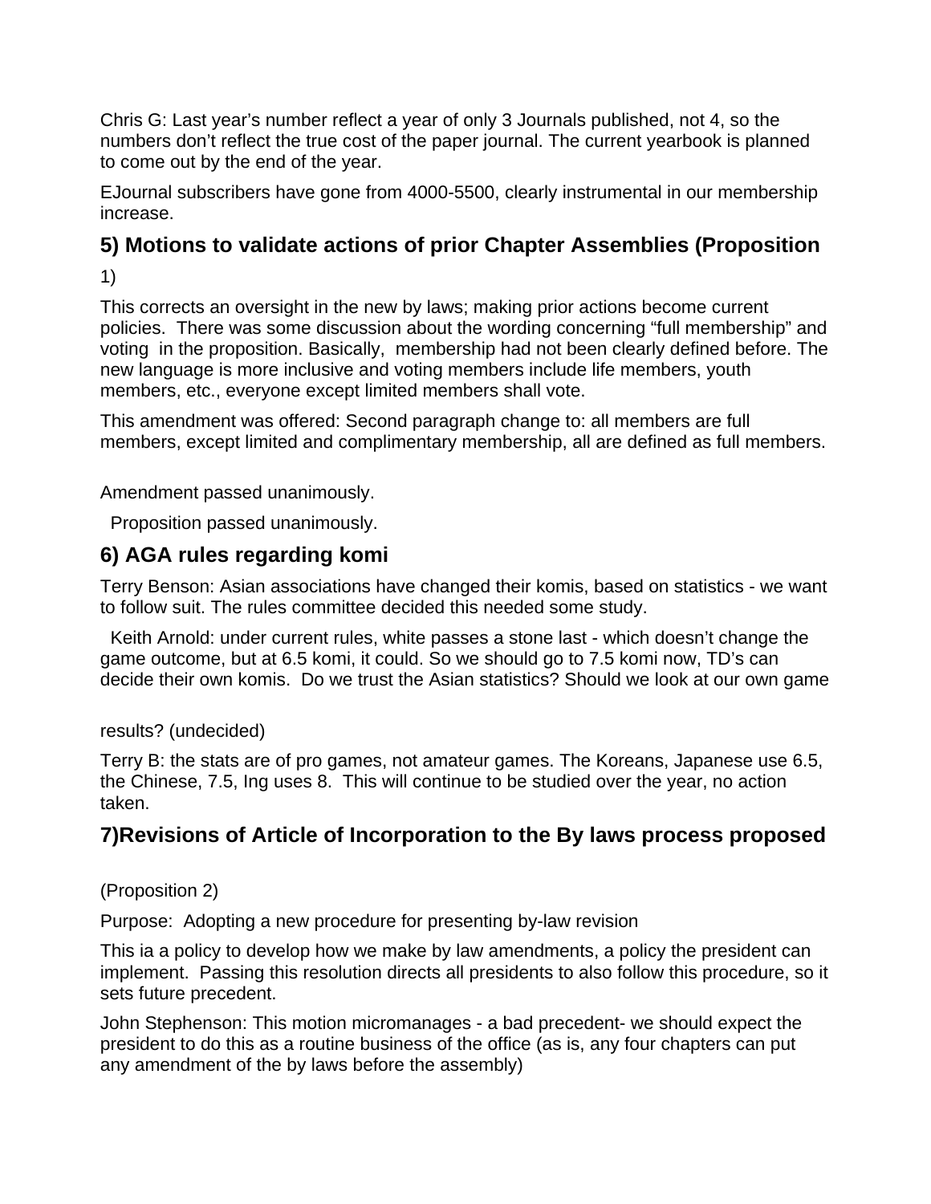Chris G: Last year's number reflect a year of only 3 Journals published, not 4, so the numbers don't reflect the true cost of the paper journal. The current yearbook is planned to come out by the end of the year.

EJournal subscribers have gone from 4000-5500, clearly instrumental in our membership increase.

## 5) Motions to validate actions of prior Chapter Assemblies (Proposition 1)

This corrects an oversight in the new by laws; making prior actions become current policies. There was some discussion about the wording concerning "full membership" and voting in the proposition. Basically, membership had not been clearly defined before. The new language is more inclusive and voting members include life members, youth members, etc., everyone except limited members shall vote.

This amendment was offered: Second paragraph change to: all members are full members, except limited and complimentary membership, all are defined as full members.

Amendment passed unanimously.

Proposition passed unanimously.

## 6) AGA rules regarding komi

Terry Benson: Asian associations have changed their komis, based on statistics - we want to follow suit. The rules committee decided this needed some study.

Keith Arnold: under current rules, white passes a stone last - which doesn't change the game outcome, but at 6.5 komi, it could. So we should go to 7.5 komi now, TD's can decide their own komis. Do we trust the Asian statistics? Should we look at our own game results? (undecided)

Terry B: the stats are of pro games, not amateur games. The Koreans, Japanese use 6.5, the Chinese, 7.5, Ing uses 8. This will continue to be studied over the year, no action taken.

## 7)Revisions of Article of Incorporation to the By laws process proposed (Proposition 2)

Purpose: Adopting a new procedure for presenting by-law revision

This ia a policy to develop how we make by law amendments, a policy the president can implement. Passing this resolution directs all presidents to also follow this procedure, so it sets future precedent.

John Stephenson: This motion micromanages - a bad precedent- we should expect the president to do this as a routine business of the office (as is, any four chapters can put any amendment of the by laws before the assembly)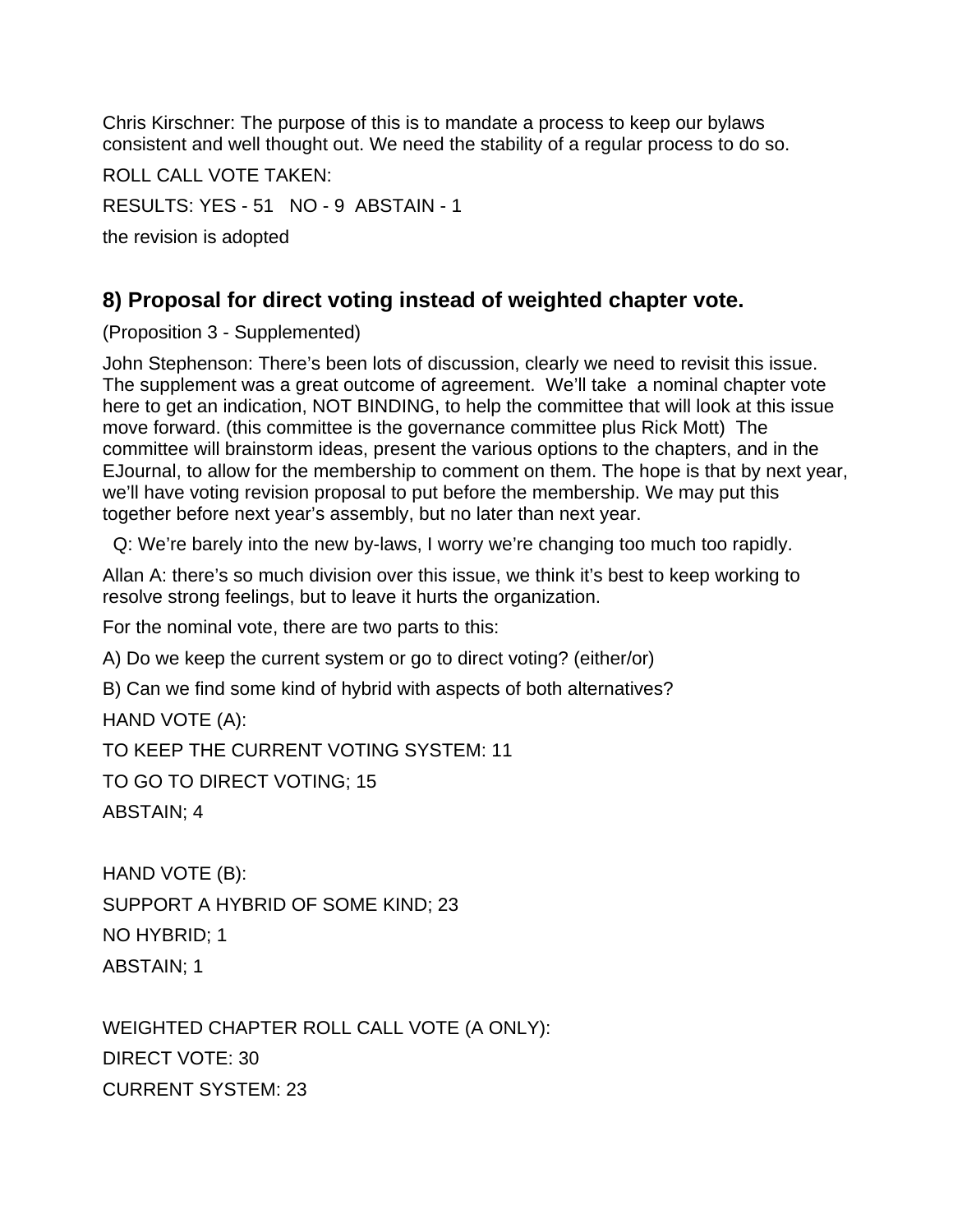Chris Kirschner: The purpose of this is to mandate a process to keep our bylaws consistent and well thought out. We need the stability of a regular process to do so.

ROLL CALL VOTE TAKEN:

RESULTS: YES - 51   NO - 9  ABSTAIN - 1

the revision is adopted

## 8) Proposal for direct voting instead of weighted chapter vote.

(Proposition 3 - Supplemented)

John Stephenson: There's been lots of discussion, clearly we need to revisit this issue. The supplement was a great outcome of agreement.  We'll take  a nominal chapter vote here to get an indication, NOT BINDING, to help the committee that will look at this issue move forward. (this committee is the governance committee plus Rick Mott)  The committee will brainstorm ideas, present the various options to the chapters, and in the EJournal, to allow for the membership to comment on them. The hope is that by next year, we'll have voting revision proposal to put before the membership. We may put this together before next year's assembly, but no later than next year.

Q: We're barely into the new by-laws, I worry we're changing too much too rapidly.

Allan A: there's so much division over this issue, we think it's best to keep working to resolve strong feelings, but to leave it hurts the organization.

For the nominal vote, there are two parts to this:

A) Do we keep the current system or go to direct voting? (either/or)

B) Can we find some kind of hybrid with aspects of both alternatives?

HAND VOTE (A):

TO KEEP THE CURRENT VOTING SYSTEM: 11

TO GO TO DIRECT VOTING; 15

ABSTAIN; 4

HAND VOTE (B):

SUPPORT A HYBRID OF SOME KIND; 23

NO HYBRID; 1

ABSTAIN; 1

WEIGHTED CHAPTER ROLL CALL VOTE (A ONLY):

DIRECT VOTE: 30

CURRENT SYSTEM: 23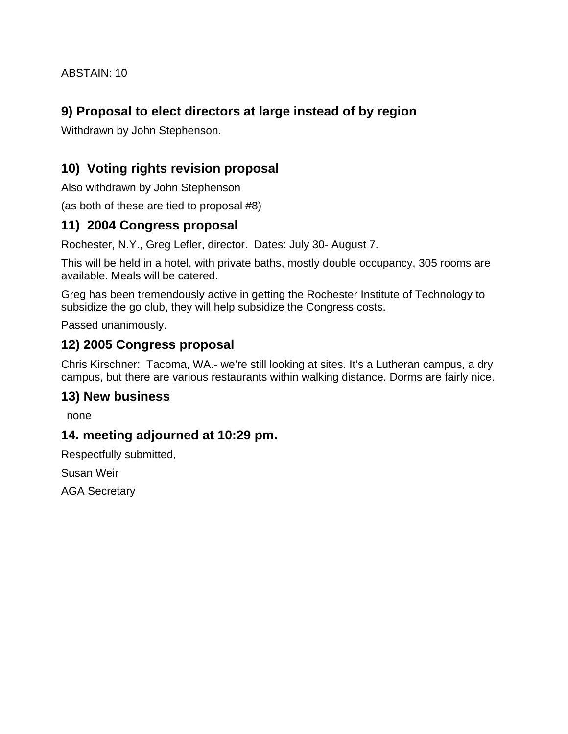ABSTAIN: 10

## 9) Proposal to elect directors at large instead of by region

Withdrawn by John Stephenson.

## 10) Voting rights revision proposal

Also withdrawn by John Stephenson

(as both of these are tied to proposal #8)

## 11) 2004 Congress proposal

Rochester, N.Y., Greg Lefler, director. Dates: July 30- August 7.

This will be held in a hotel, with private baths, mostly double occupancy, 305 rooms are available. Meals will be catered.

Greg has been tremendously active in getting the Rochester Institute of Technology to subsidize the go club, they will help subsidize the Congress costs.

Passed unanimously.

## 12) 2005 Congress proposal

Chris Kirschner: Tacoma, WA.- we're still looking at sites. It's a Lutheran campus, a dry campus, but there are various restaurants within walking distance. Dorms are fairly nice.

## 13) New business

none

## 14. meeting adjourned at 10:29 pm.

Respectfully submitted,

Susan Weir

AGA Secretary